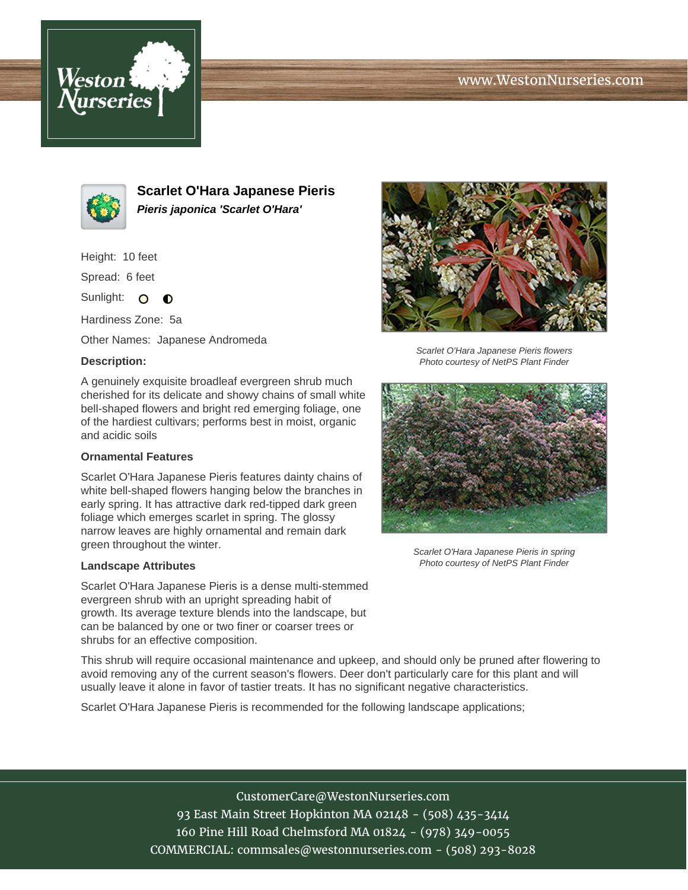# Scarlet O'Hara Japanese Pieris

***Pieris japonica 'Scarlet O'Hara'***

Height: 10 feet

Spread: 6 feet

Sunlight:

Hardiness Zone: 5a

Other Names: Japanese Andromeda

### Description:

A genuinely exquisite broadleaf evergreen shrub much cherished for its delicate and showy chains of small white bell-shaped flowers and bright red emerging foliage, one of the hardiest cultivars; performs best in moist, organic and acidic soils

### Ornamental Features

Scarlet O'Hara Japanese Pieris features dainty chains of white bell-shaped flowers hanging below the branches in early spring. It has attractive dark red-tipped dark green foliage which emerges scarlet in spring. The glossy narrow leaves are highly ornamental and remain dark green throughout the winter.

### Landscape Attributes

Scarlet O'Hara Japanese Pieris is a dense multi-stemmed evergreen shrub with an upright spreading habit of growth. Its average texture blends into the landscape, but can be balanced by one or two finer or coarser trees or shrubs for an effective composition.

This shrub will require occasional maintenance and upkeep, and should only be pruned after flowering to avoid removing any of the current season's flowers. Deer don't particularly care for this plant and will usually leave it alone in favor of tastier treats. It has no significant negative characteristics.

Scarlet O'Hara Japanese Pieris is recommended for the following landscape applications;

*Scarlet O'Hara Japanese Pieris flowers*
*Photo courtesy of NetPS Plant Finder*

*Scarlet O'Hara Japanese Pieris in spring*
*Photo courtesy of NetPS Plant Finder*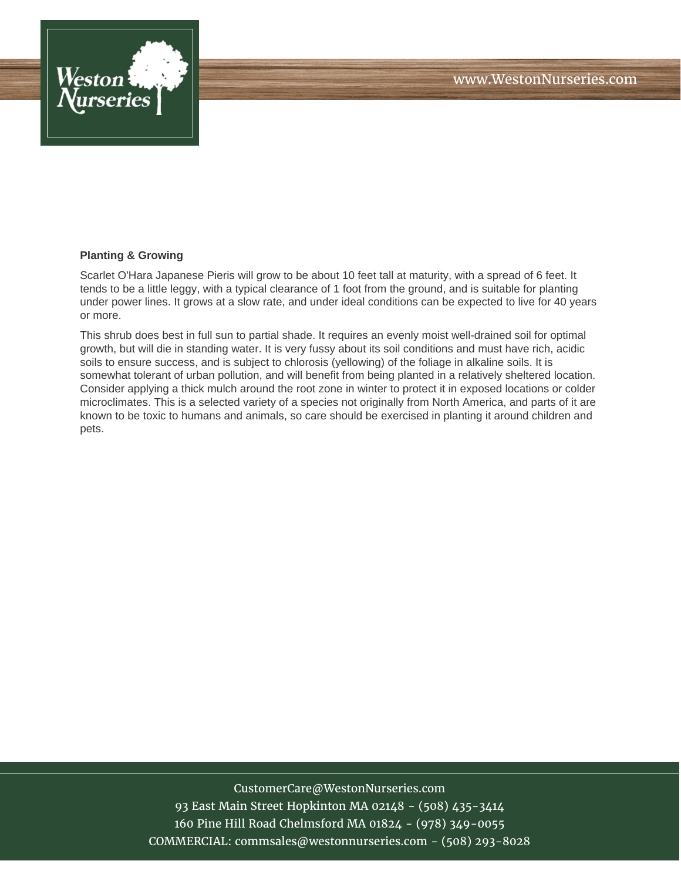### Planting & Growing

Scarlet O'Hara Japanese Pieris will grow to be about 10 feet tall at maturity, with a spread of 6 feet. It tends to be a little leggy, with a typical clearance of 1 foot from the ground, and is suitable for planting under power lines. It grows at a slow rate, and under ideal conditions can be expected to live for 40 years or more.

This shrub does best in full sun to partial shade. It requires an evenly moist well-drained soil for optimal growth, but will die in standing water. It is very fussy about its soil conditions and must have rich, acidic soils to ensure success, and is subject to chlorosis (yellowing) of the foliage in alkaline soils. It is somewhat tolerant of urban pollution, and will benefit from being planted in a relatively sheltered location. Consider applying a thick mulch around the root zone in winter to protect it in exposed locations or colder microclimates. This is a selected variety of a species not originally from North America, and parts of it are known to be toxic to humans and animals, so care should be exercised in planting it around children and pets.